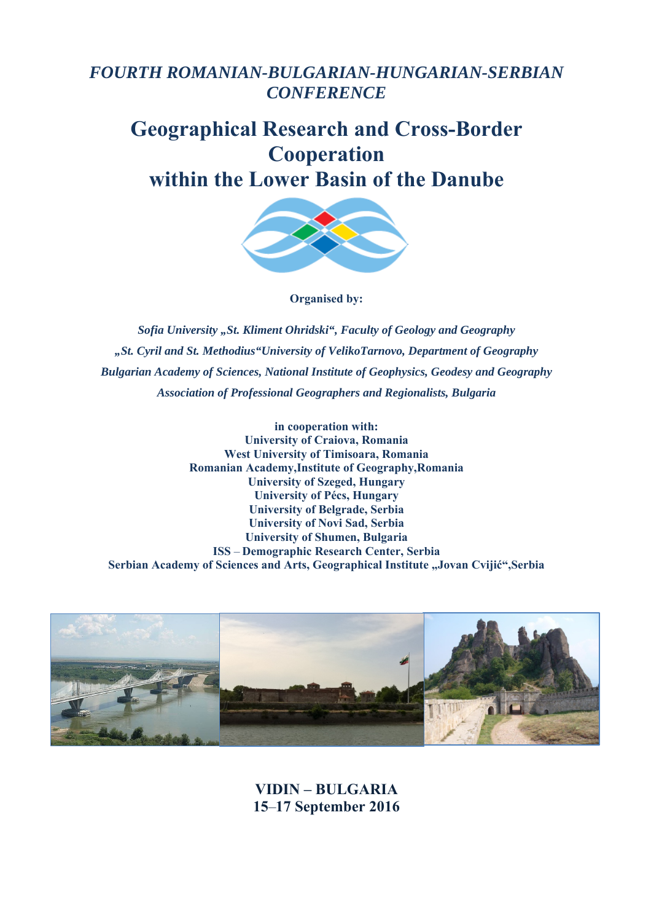*FOURTH ROMANIAN-BULGARIAN-HUNGARIAN-SERBIAN CONFERENCE*

# Geographical Research and Cross-Border Cooperation within the Lower Basin of the Danube

**Organised by:**

***Sofia University „St. Kliment Ohridski", Faculty of Geology and Geography***

***„St. Cyril and St. Methodius"University of VelikoTarnovo, Department of Geography***

***Bulgarian Academy of Sciences, National Institute of Geophysics, Geodesy and Geography***

***Association of Professional Geographers and Regionalists, Bulgaria***

**in cooperation with:**
**University of Craiova, Romania**
**West University of Timisoara, Romania**
**Romanian Academy,Institute of Geography,Romania**
**University of Szeged, Hungary**
**University of Pécs, Hungary**
**University of Belgrade, Serbia**
**University of Novi Sad, Serbia**
**University of Shumen, Bulgaria**
**ISS – Demographic Research Center, Serbia**
**Serbian Academy of Sciences and Arts, Geographical Institute „Jovan Cvijić",Serbia**

**VIDIN – BULGARIA**
**15–17 September 2016**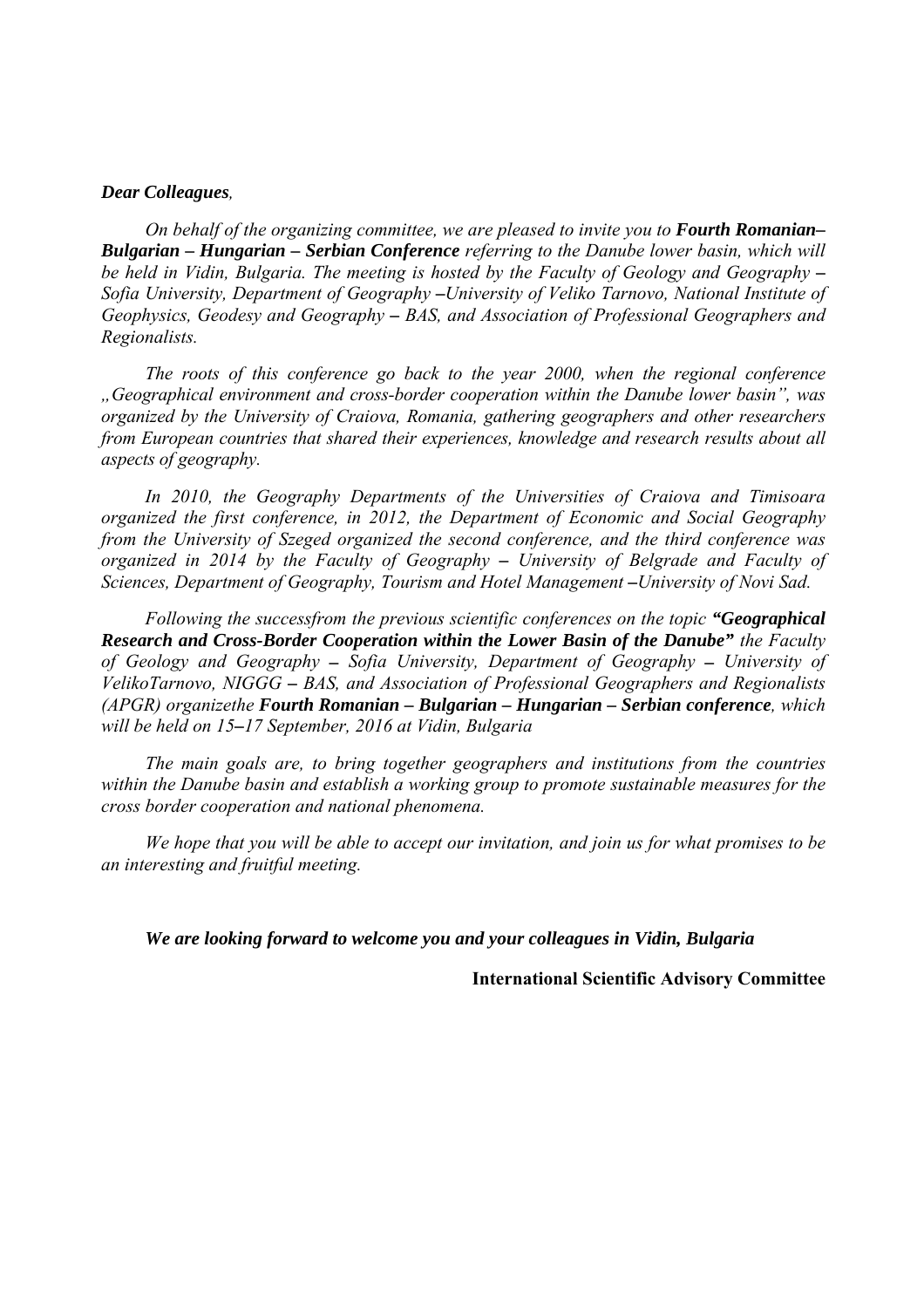***Dear Colleagues**,*

*On behalf of the organizing committee, we are pleased to invite you to **Fourth Romanian–Bulgarian – Hungarian – Serbian Conference** referring to the Danube lower basin, which will be held in Vidin, Bulgaria. The meeting is hosted by the Faculty of Geology and Geography – Sofia University, Department of Geography –University of Veliko Tarnovo, National Institute of Geophysics, Geodesy and Geography – BAS, and Association of Professional Geographers and Regionalists.*

*The roots of this conference go back to the year 2000, when the regional conference „Geographical environment and cross-border cooperation within the Danube lower basin", was organized by the University of Craiova, Romania, gathering geographers and other researchers from European countries that shared their experiences, knowledge and research results about all aspects of geography.*

*In 2010, the Geography Departments of the Universities of Craiova and Timisoara organized the first conference, in 2012, the Department of Economic and Social Geography from the University of Szeged organized the second conference, and the third conference was organized in 2014 by the Faculty of Geography – University of Belgrade and Faculty of Sciences, Department of Geography, Tourism and Hotel Management –University of Novi Sad.*

*Following the successfrom the previous scientific conferences on the topic **"Geographical Research and Cross-Border Cooperation within the Lower Basin of the Danube"** the Faculty of Geology and Geography – Sofia University, Department of Geography – University of VelikoTarnovo, NIGGG – BAS, and Association of Professional Geographers and Regionalists (APGR) organizethe **Fourth Romanian – Bulgarian – Hungarian – Serbian conference**, which will be held on 15–17 September, 2016 at Vidin, Bulgaria*

*The main goals are, to bring together geographers and institutions from the countries within the Danube basin and establish a working group to promote sustainable measures for the cross border cooperation and national phenomena.*

*We hope that you will be able to accept our invitation, and join us for what promises to be an interesting and fruitful meeting.*

***We are looking forward to welcome you and your colleagues in Vidin, Bulgaria***

**International Scientific Advisory Committee**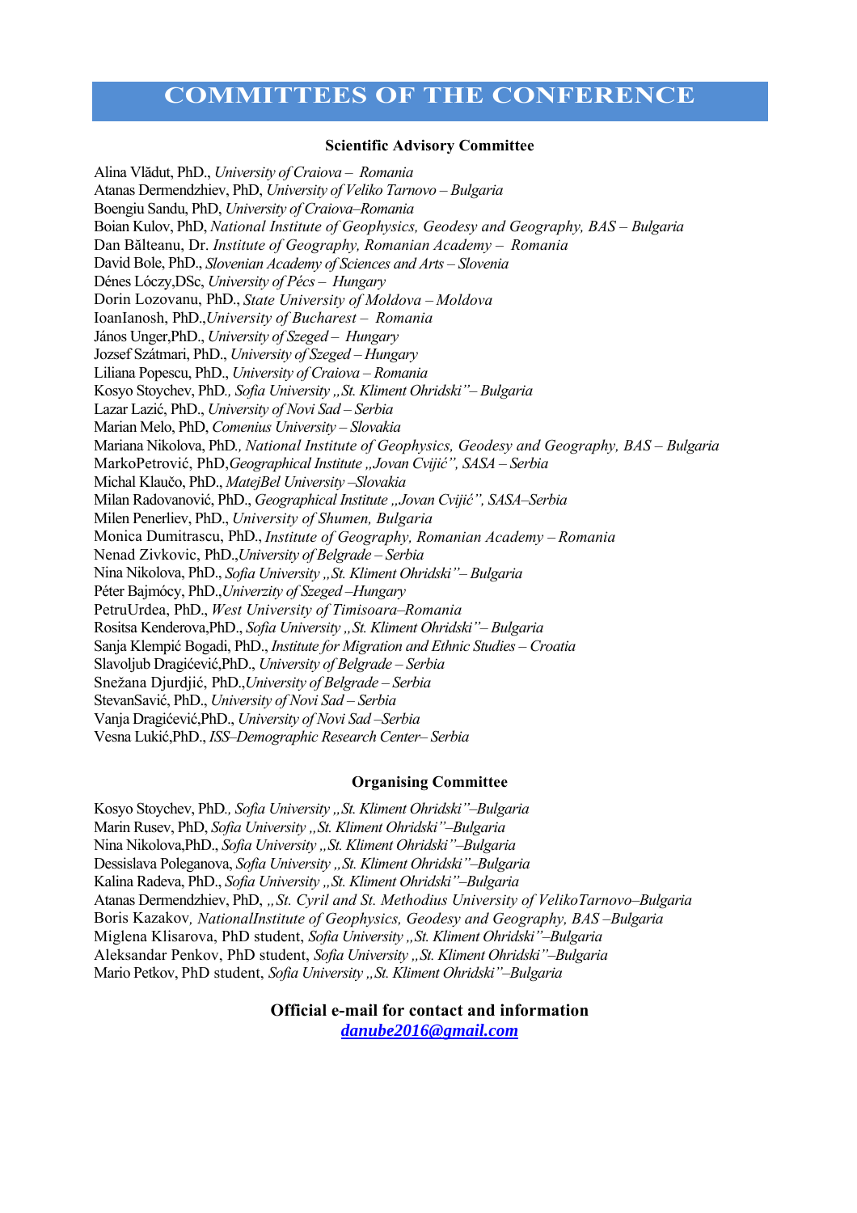# COMMITTEES OF THE CONFERENCE

### Scientific Advisory Committee

Alina Vlădut, PhD., *University of Craiova – Romania*
Atanas Dermendzhiev, PhD, *University of Veliko Tarnovo – Bulgaria*
Boengiu Sandu, PhD, *University of Craiova–Romania*
Boian Kulov, PhD, *National Institute of Geophysics, Geodesy and Geography, BAS – Bulgaria*
Dan Bălteanu, Dr. *Institute of Geography, Romanian Academy – Romania*
David Bole, PhD., *Slovenian Academy of Sciences and Arts – Slovenia*
Dénes Lóczy,DSc, *University of Pécs – Hungary*
Dorin Lozovanu, PhD., *State University of Moldova – Moldova*
IoanIanosh, PhD.,*University of Bucharest – Romania*
János Unger,PhD., *University of Szeged – Hungary*
Jozsef Szátmari, PhD., *University of Szeged – Hungary*
Liliana Popescu, PhD., *University of Craiova – Romania*
Kosyo Stoychev, PhD*., Sofia University „St. Kliment Ohridski"– Bulgaria*
Lazar Lazić, PhD., *University of Novi Sad – Serbia*
Marian Melo, PhD, *Comenius University – Slovakia*
Mariana Nikolova, PhD*., National Institute of Geophysics, Geodesy and Geography, BAS – Bulgaria*
MarkoPetrović, PhD,*Geographical Institute „Jovan Cvijić", SASA – Serbia*
Michal Klaučo, PhD., *MatejBel University –Slovakia*
Milan Radovanović, PhD., *Geographical Institute „Jovan Cvijić", SASA–Serbia*
Milen Penerliev, PhD., *University of Shumen, Bulgaria*
Monica Dumitrascu, PhD., *Institute of Geography, Romanian Academy – Romania*
Nenad Zivkovic, PhD.,*University of Belgrade – Serbia*
Nina Nikolova, PhD., *Sofia University „St. Kliment Ohridski"– Bulgaria*
Péter Bajmócy, PhD.,*Univerzity of Szeged –Hungary*
PetruUrdea, PhD., *West University of Timisoara–Romania*
Rositsa Kenderova,PhD., *Sofia University „St. Kliment Ohridski"– Bulgaria*
Sanja Klempić Bogadi, PhD., *Institute for Migration and Ethnic Studies – Croatia*
Slavoljub Dragićević,PhD., *University of Belgrade – Serbia*
Snežana Djurdjić, PhD.,*University of Belgrade – Serbia*
StevanSavić, PhD., *University of Novi Sad – Serbia*
Vanja Dragićević,PhD., *University of Novi Sad –Serbia*
Vesna Lukić,PhD., *ISS–Demographic Research Center– Serbia*

### Organising Committee

Kosyo Stoychev, PhD*., Sofia University „St. Kliment Ohridski"–Bulgaria*
Marin Rusev, PhD, *Sofia University „St. Kliment Ohridski"–Bulgaria*
Nina Nikolova,PhD., *Sofia University „St. Kliment Ohridski"–Bulgaria*
Dessislava Poleganova, *Sofia University „St. Kliment Ohridski"–Bulgaria*
Kalina Radeva, PhD., *Sofia University „St. Kliment Ohridski"–Bulgaria*
Atanas Dermendzhiev, PhD, *„St. Cyril and St. Methodius University of VelikoTarnovo–Bulgaria*
Boris Kazakov*, NationalInstitute of Geophysics, Geodesy and Geography, BAS –Bulgaria*
Miglena Klisarova, PhD student, *Sofia University „St. Kliment Ohridski"–Bulgaria*
Aleksandar Penkov, PhD student, *Sofia University „St. Kliment Ohridski"–Bulgaria*
Mario Petkov, PhD student, *Sofia University „St. Kliment Ohridski"–Bulgaria*

**Official e-mail for contact and information**

***danube2016@gmail.com***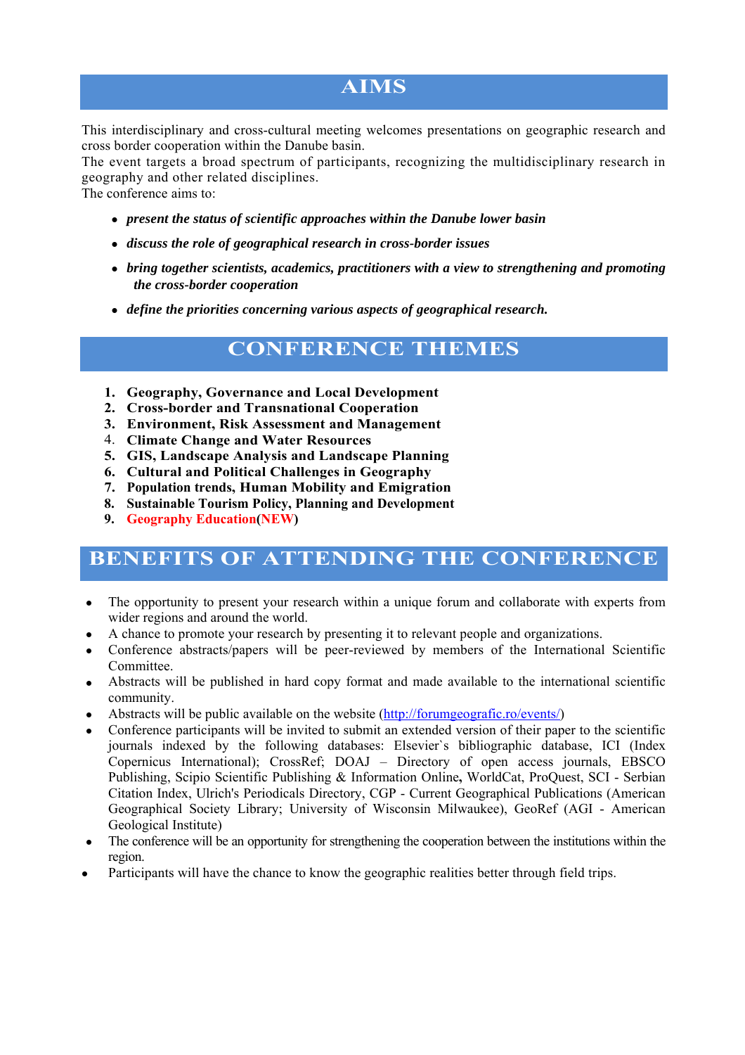# AIMS

This interdisciplinary and cross-cultural meeting welcomes presentations on geographic research and cross border cooperation within the Danube basin.
The event targets a broad spectrum of participants, recognizing the multidisciplinary research in geography and other related disciplines.
The conference aims to:

- ***present the status of scientific approaches within the Danube lower basin***
- ***discuss the role of geographical research in cross-border issues***
- ***bring together scientists, academics, practitioners with a view to strengthening and promoting the cross-border cooperation***
- ***define the priorities concerning various aspects of geographical research.***

# CONFERENCE THEMES

1. **Geography, Governance and Local Development**
2. **Cross-border and Transnational Cooperation**
3. **Environment, Risk Assessment and Management**
4. **Climate Change and Water Resources**
5. **GIS, Landscape Analysis and Landscape Planning**
6. **Cultural and Political Challenges in Geography**
7. **Population trends, Human Mobility and Emigration**
8. **Sustainable Tourism Policy, Planning and Development**
9. **Geography Education(NEW)**

# BENEFITS OF ATTENDING THE CONFERENCE

- The opportunity to present your research within a unique forum and collaborate with experts from wider regions and around the world.
- A chance to promote your research by presenting it to relevant people and organizations.
- Conference abstracts/papers will be peer-reviewed by members of the International Scientific Committee.
- Abstracts will be published in hard copy format and made available to the international scientific community.
- Abstracts will be public available on the website (http://forumgeografic.ro/events/)
- Conference participants will be invited to submit an extended version of their paper to the scientific journals indexed by the following databases: Elsevier`s bibliographic database, ICI (Index Copernicus International); CrossRef; DOAJ – Directory of open access journals, EBSCO Publishing, Scipio Scientific Publishing & Information Online**,** WorldCat, ProQuest, SCI - Serbian Citation Index, Ulrich's Periodicals Directory, CGP - Current Geographical Publications (American Geographical Society Library; University of Wisconsin Milwaukee), GeoRef (AGI - American Geological Institute)
- The conference will be an opportunity for strengthening the cooperation between the institutions within the region.
- Participants will have the chance to know the geographic realities better through field trips.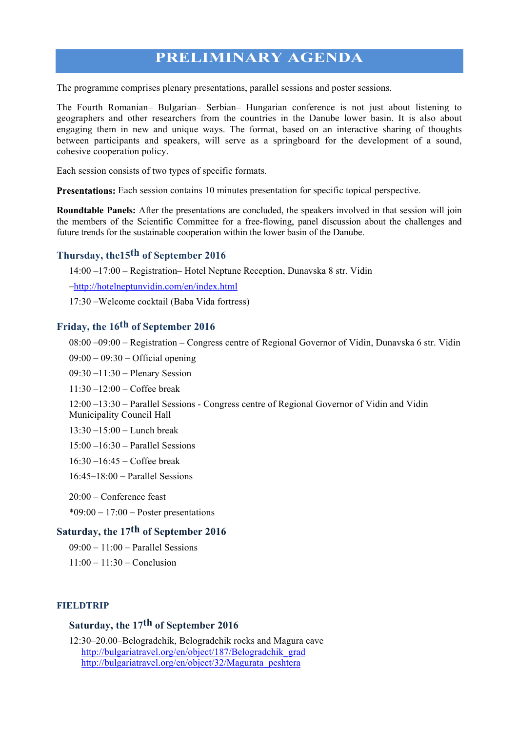# PRELIMINARY AGENDA

The programme comprises plenary presentations, parallel sessions and poster sessions.

The Fourth Romanian– Bulgarian– Serbian– Hungarian conference is not just about listening to geographers and other researchers from the countries in the Danube lower basin. It is also about engaging them in new and unique ways. The format, based on an interactive sharing of thoughts between participants and speakers, will serve as a springboard for the development of a sound, cohesive cooperation policy.

Each session consists of two types of specific formats.

**Presentations:** Each session contains 10 minutes presentation for specific topical perspective.

**Roundtable Panels:** After the presentations are concluded, the speakers involved in that session will join the members of the Scientific Committee for a free-flowing, panel discussion about the challenges and future trends for the sustainable cooperation within the lower basin of the Danube.

## Thursday, the15th of September 2016

14:00 –17:00 – Registration– Hotel Neptune Reception, Dunavska 8 str. Vidin

–http://hotelneptunvidin.com/en/index.html

17:30 –Welcome cocktail (Baba Vida fortress)

## Friday, the 16th of September 2016

08:00 –09:00 – Registration – Congress centre of Regional Governor of Vidin, Dunavska 6 str. Vidin

09:00 – 09:30 – Official opening

09:30 –11:30 – Plenary Session

11:30 –12:00 – Coffee break

12:00 –13:30 – Parallel Sessions - Congress centre of Regional Governor of Vidin and Vidin Municipality Council Hall

13:30 –15:00 – Lunch break

15:00 –16:30 – Parallel Sessions

16:30 –16:45 – Coffee break

16:45–18:00 – Parallel Sessions

20:00 – Conference feast

*09:00 – 17:00 – Poster presentations

## Saturday, the 17th of September 2016

09:00 – 11:00 – Parallel Sessions

11:00 – 11:30 – Conclusion

### FIELDTRIP

## Saturday, the 17th of September 2016

12:30–20.00–Belogradchik, Belogradchik rocks and Magura cave
http://bulgariatravel.org/en/object/187/Belogradchik_grad
http://bulgariatravel.org/en/object/32/Magurata_peshtera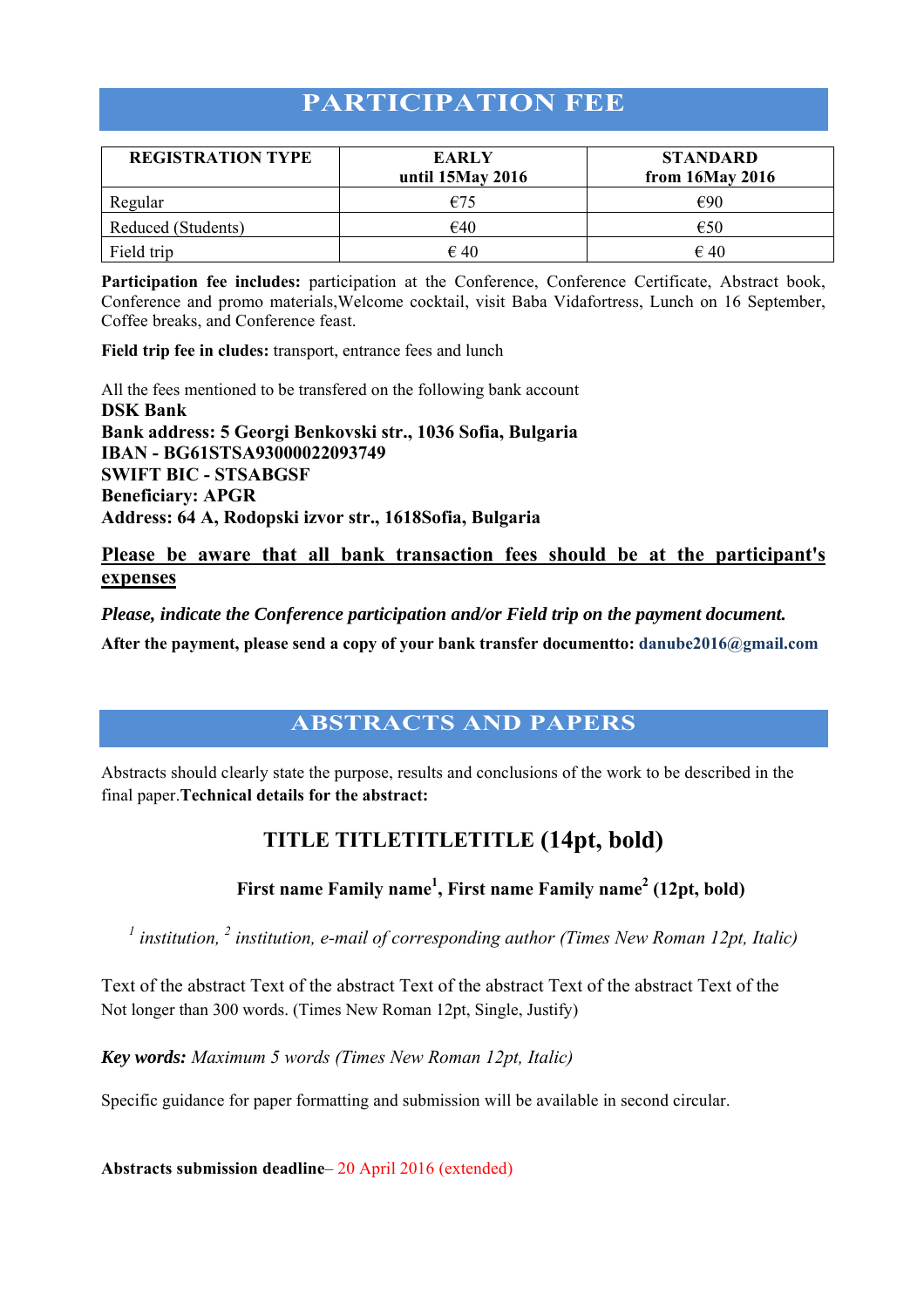# PARTICIPATION FEE

| REGISTRATION TYPE | EARLY<br>until 15May 2016 | STANDARD<br>from 16May 2016 |
|---|---|---|
| Regular | €75 | €90 |
| Reduced (Students) | €40 | €50 |
| Field trip | € 40 | € 40 |

**Participation fee includes:** participation at the Conference, Conference Certificate, Abstract book, Conference and promo materials,Welcome cocktail, visit Baba Vidafortress, Lunch on 16 September, Coffee breaks, and Conference feast.

**Field trip fee in cludes:** transport, entrance fees and lunch

All the fees mentioned to be transfered on the following bank account
**DSK Bank**
**Bank address: 5 Georgi Benkovski str., 1036 Sofia, Bulgaria**
**IBAN - BG61STSA93000022093749**
**SWIFT BIC - STSABGSF**
**Beneficiary: APGR**
**Address: 64 A, Rodopski izvor str., 1618Sofia, Bulgaria**

**Please be aware that all bank transaction fees should be at the participant's expenses**

***Please, indicate the Conference participation and/or Field trip on the payment document.***

**After the payment, please send a copy of your bank transfer documentto: danube2016@gmail.com**

# ABSTRACTS AND PAPERS

Abstracts should clearly state the purpose, results and conclusions of the work to be described in the final paper.**Technical details for the abstract:**

## TITLE TITLETITLETITLE (14pt, bold)

**First name Family name[1], First name Family name[2] (12pt, bold)**

*[1] institution, [2] institution, e-mail of corresponding author (Times New Roman 12pt, Italic)*

Text of the abstract Text of the abstract Text of the abstract Text of the abstract Text of the Not longer than 300 words. (Times New Roman 12pt, Single, Justify)

***Key words:*** *Maximum 5 words (Times New Roman 12pt, Italic)*

Specific guidance for paper formatting and submission will be available in second circular.

**Abstracts submission deadline**– 20 April 2016 (extended)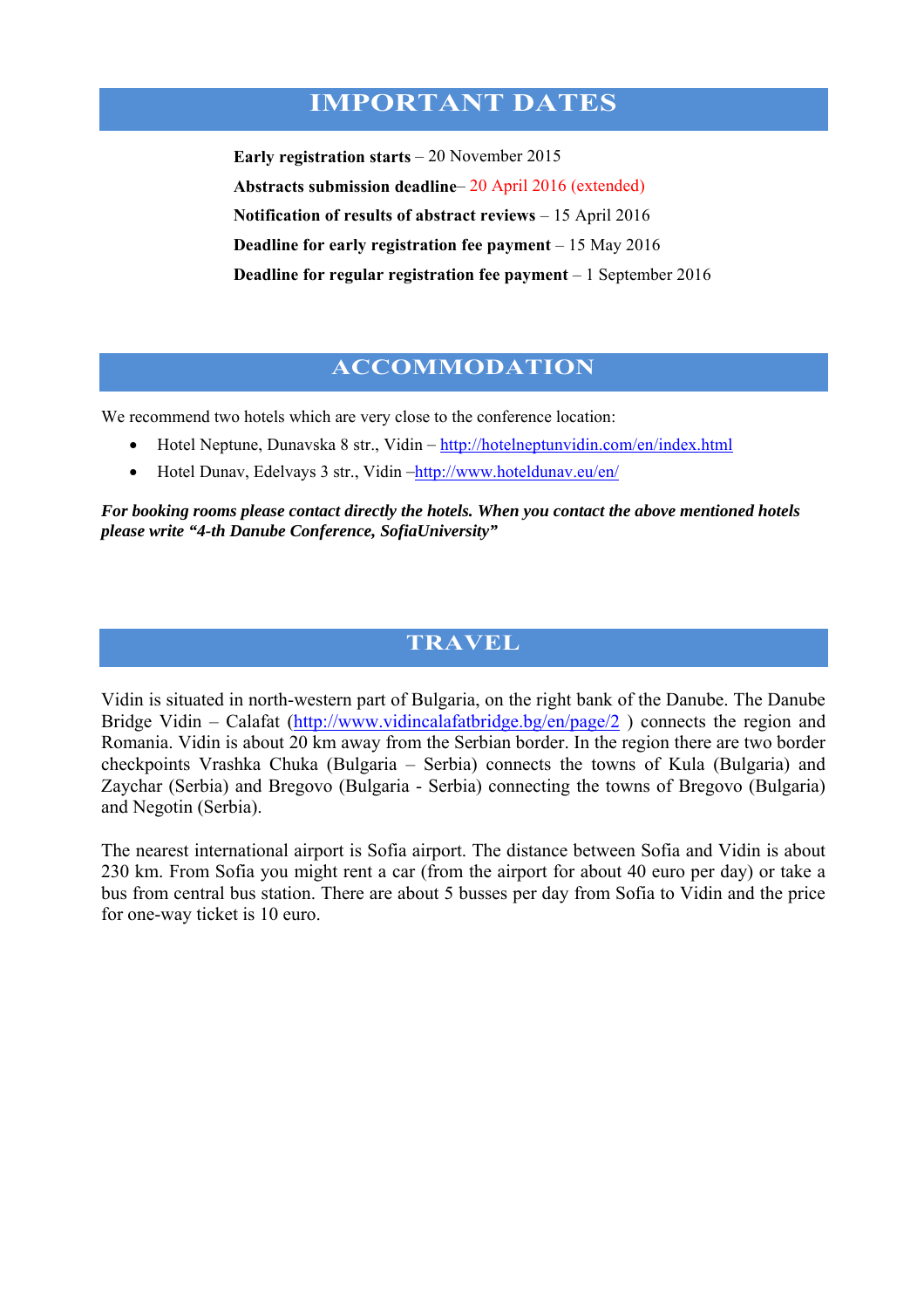## IMPORTANT DATES

**Early registration starts** – 20 November 2015

**Abstracts submission deadline**– 20 April 2016 (extended)

**Notification of results of abstract reviews** – 15 April 2016

**Deadline for early registration fee payment** – 15 May 2016

**Deadline for regular registration fee payment** – 1 September 2016

## ACCOMMODATION

We recommend two hotels which are very close to the conference location:

- Hotel Neptune, Dunavska 8 str., Vidin – http://hotelneptunvidin.com/en/index.html
- Hotel Dunav, Edelvays 3 str., Vidin –http://www.hoteldunav.eu/en/

***For booking rooms please contact directly the hotels. When you contact the above mentioned hotels please write "4-th Danube Conference, SofiaUniversity"***

## TRAVEL

Vidin is situated in north-western part of Bulgaria, on the right bank of the Danube. The Danube Bridge Vidin – Calafat (http://www.vidincalafatbridge.bg/en/page/2 ) connects the region and Romania. Vidin is about 20 km away from the Serbian border. In the region there are two border checkpoints Vrashka Chuka (Bulgaria – Serbia) connects the towns of Kula (Bulgaria) and Zaychar (Serbia) and Bregovo (Bulgaria - Serbia) connecting the towns of Bregovo (Bulgaria) and Negotin (Serbia).

The nearest international airport is Sofia airport. The distance between Sofia and Vidin is about 230 km. From Sofia you might rent a car (from the airport for about 40 euro per day) or take a bus from central bus station. There are about 5 busses per day from Sofia to Vidin and the price for one-way ticket is 10 euro.